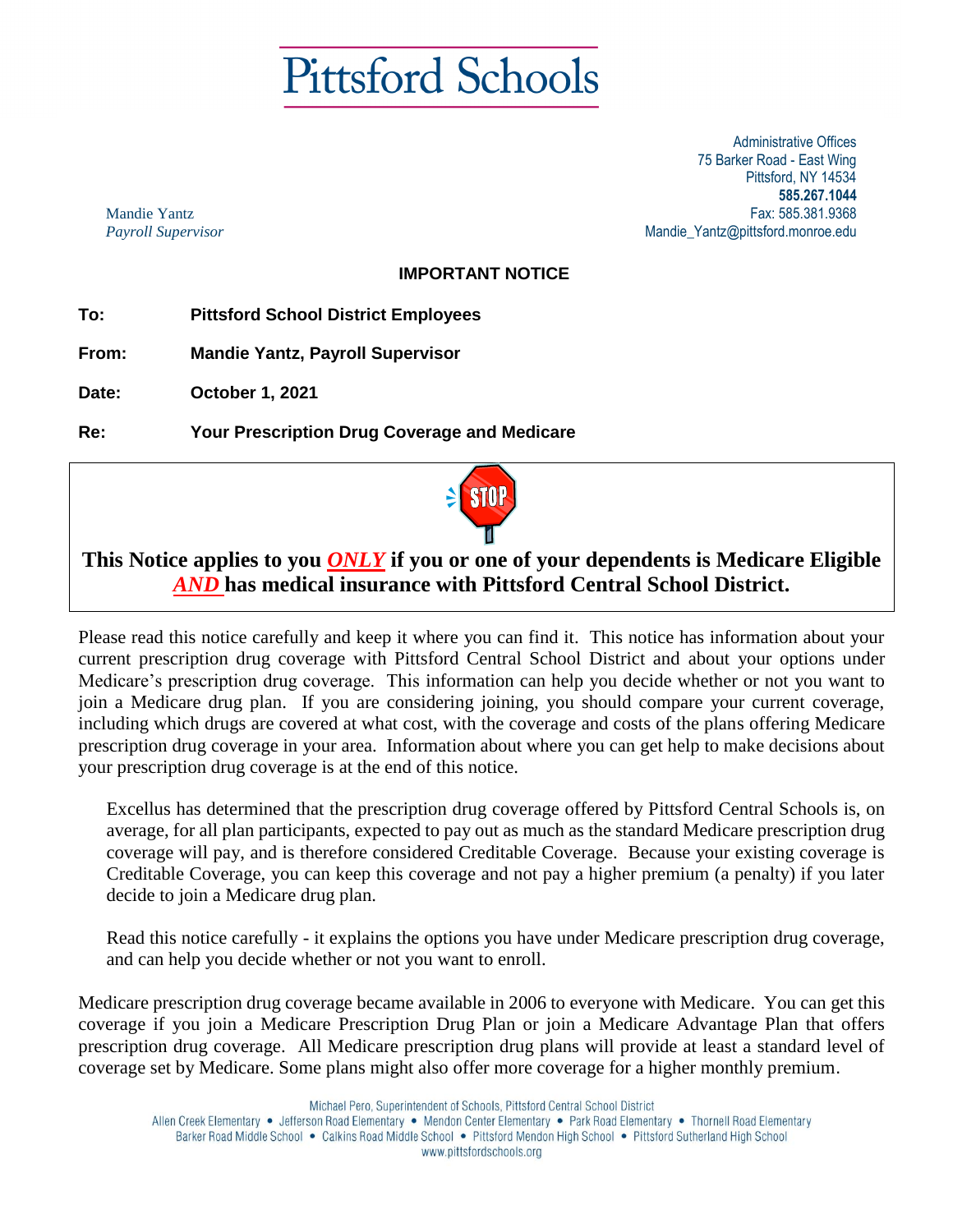# Pittsford Schools

Mandie Yantz
*Payroll Supervisor*

Administrative Offices
75 Barker Road - East Wing
Pittsford, NY 14534
**585.267.1044**
Fax: 585.381.9368
Mandie_Yantz@pittsford.monroe.edu

## IMPORTANT NOTICE

**To:** **Pittsford School District Employees**

**From:** **Mandie Yantz, Payroll Supervisor**

**Date:** **October 1, 2021**

**Re:** **Your Prescription Drug Coverage and Medicare**

STOP

**This Notice applies to you *ONLY* if you or one of your dependents is Medicare Eligible *AND* has medical insurance with Pittsford Central School District.**

Please read this notice carefully and keep it where you can find it. This notice has information about your current prescription drug coverage with Pittsford Central School District and about your options under Medicare's prescription drug coverage. This information can help you decide whether or not you want to join a Medicare drug plan. If you are considering joining, you should compare your current coverage, including which drugs are covered at what cost, with the coverage and costs of the plans offering Medicare prescription drug coverage in your area. Information about where you can get help to make decisions about your prescription drug coverage is at the end of this notice.

Excellus has determined that the prescription drug coverage offered by Pittsford Central Schools is, on average, for all plan participants, expected to pay out as much as the standard Medicare prescription drug coverage will pay, and is therefore considered Creditable Coverage. Because your existing coverage is Creditable Coverage, you can keep this coverage and not pay a higher premium (a penalty) if you later decide to join a Medicare drug plan.

Read this notice carefully - it explains the options you have under Medicare prescription drug coverage, and can help you decide whether or not you want to enroll.

Medicare prescription drug coverage became available in 2006 to everyone with Medicare. You can get this coverage if you join a Medicare Prescription Drug Plan or join a Medicare Advantage Plan that offers prescription drug coverage. All Medicare prescription drug plans will provide at least a standard level of coverage set by Medicare. Some plans might also offer more coverage for a higher monthly premium.

Michael Pero, Superintendent of Schools, Pittsford Central School District
Allen Creek Elementary • Jefferson Road Elementary • Mendon Center Elementary • Park Road Elementary • Thornell Road Elementary
Barker Road Middle School • Calkins Road Middle School • Pittsford Mendon High School • Pittsford Sutherland High School
www.pittsfordschools.org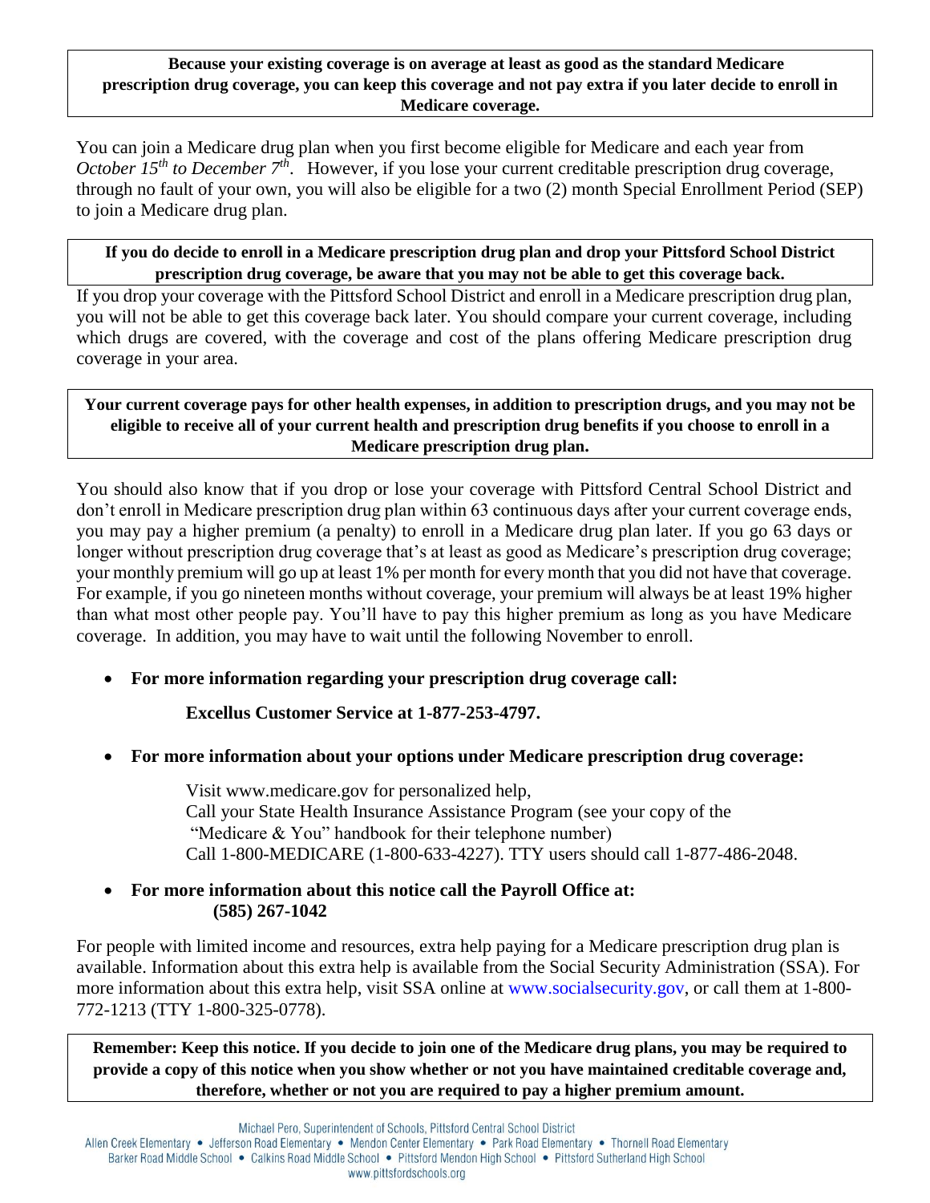**Because your existing coverage is on average at least as good as the standard Medicare prescription drug coverage, you can keep this coverage and not pay extra if you later decide to enroll in Medicare coverage.**

You can join a Medicare drug plan when you first become eligible for Medicare and each year from *October 15th to December 7th*. However, if you lose your current creditable prescription drug coverage, through no fault of your own, you will also be eligible for a two (2) month Special Enrollment Period (SEP) to join a Medicare drug plan.

**If you do decide to enroll in a Medicare prescription drug plan and drop your Pittsford School District prescription drug coverage, be aware that you may not be able to get this coverage back.**

If you drop your coverage with the Pittsford School District and enroll in a Medicare prescription drug plan, you will not be able to get this coverage back later. You should compare your current coverage, including which drugs are covered, with the coverage and cost of the plans offering Medicare prescription drug coverage in your area.

**Your current coverage pays for other health expenses, in addition to prescription drugs, and you may not be eligible to receive all of your current health and prescription drug benefits if you choose to enroll in a Medicare prescription drug plan.**

You should also know that if you drop or lose your coverage with Pittsford Central School District and don't enroll in Medicare prescription drug plan within 63 continuous days after your current coverage ends, you may pay a higher premium (a penalty) to enroll in a Medicare drug plan later. If you go 63 days or longer without prescription drug coverage that's at least as good as Medicare's prescription drug coverage; your monthly premium will go up at least 1% per month for every month that you did not have that coverage. For example, if you go nineteen months without coverage, your premium will always be at least 19% higher than what most other people pay. You'll have to pay this higher premium as long as you have Medicare coverage. In addition, you may have to wait until the following November to enroll.

- **For more information regarding your prescription drug coverage call:**

  **Excellus Customer Service at 1-877-253-4797.**

- **For more information about your options under Medicare prescription drug coverage:**

  Visit www.medicare.gov for personalized help,
  Call your State Health Insurance Assistance Program (see your copy of the "Medicare & You" handbook for their telephone number)
  Call 1-800-MEDICARE (1-800-633-4227). TTY users should call 1-877-486-2048.

- **For more information about this notice call the Payroll Office at: (585) 267-1042**

For people with limited income and resources, extra help paying for a Medicare prescription drug plan is available. Information about this extra help is available from the Social Security Administration (SSA). For more information about this extra help, visit SSA online at www.socialsecurity.gov, or call them at 1-800-772-1213 (TTY 1-800-325-0778).

**Remember: Keep this notice. If you decide to join one of the Medicare drug plans, you may be required to provide a copy of this notice when you show whether or not you have maintained creditable coverage and, therefore, whether or not you are required to pay a higher premium amount.**

Michael Pero, Superintendent of Schools, Pittsford Central School District
Allen Creek Elementary • Jefferson Road Elementary • Mendon Center Elementary • Park Road Elementary • Thornell Road Elementary
Barker Road Middle School • Calkins Road Middle School • Pittsford Mendon High School • Pittsford Sutherland High School
www.pittsfordschools.org